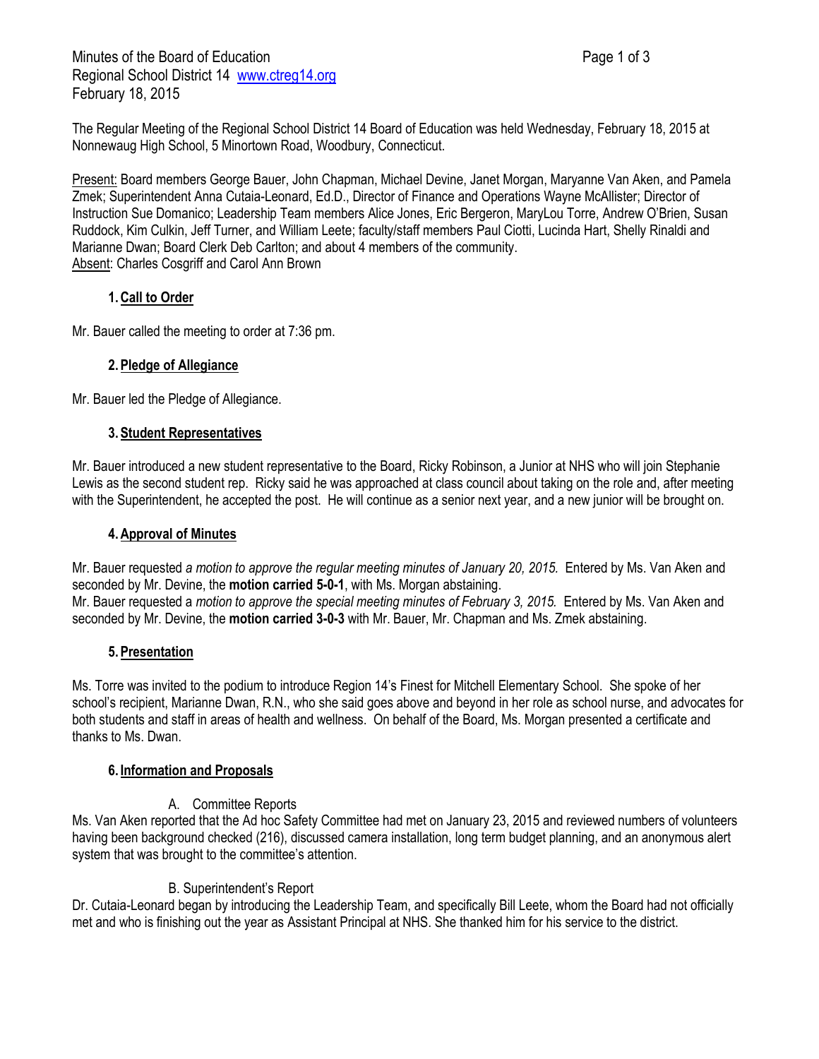Minutes of the Board of Education
Regional School District 14 www.ctreg14.org
February 18, 2015

The Regular Meeting of the Regional School District 14 Board of Education was held Wednesday, February 18, 2015 at Nonnewaug High School, 5 Minortown Road, Woodbury, Connecticut.

Present: Board members George Bauer, John Chapman, Michael Devine, Janet Morgan, Maryanne Van Aken, and Pamela Zmek; Superintendent Anna Cutaia-Leonard, Ed.D., Director of Finance and Operations Wayne McAllister; Director of Instruction Sue Domanico; Leadership Team members Alice Jones, Eric Bergeron, MaryLou Torre, Andrew O'Brien, Susan Ruddock, Kim Culkin, Jeff Turner, and William Leete; faculty/staff members Paul Ciotti, Lucinda Hart, Shelly Rinaldi and Marianne Dwan; Board Clerk Deb Carlton; and about 4 members of the community.
Absent: Charles Cosgriff and Carol Ann Brown

## 1. Call to Order

Mr. Bauer called the meeting to order at 7:36 pm.

## 2. Pledge of Allegiance

Mr. Bauer led the Pledge of Allegiance.

## 3. Student Representatives

Mr. Bauer introduced a new student representative to the Board, Ricky Robinson, a Junior at NHS who will join Stephanie Lewis as the second student rep. Ricky said he was approached at class council about taking on the role and, after meeting with the Superintendent, he accepted the post. He will continue as a senior next year, and a new junior will be brought on.

## 4. Approval of Minutes

Mr. Bauer requested *a motion to approve the regular meeting minutes of January 20, 2015.* Entered by Ms. Van Aken and seconded by Mr. Devine, the **motion carried 5-0-1**, with Ms. Morgan abstaining.
Mr. Bauer requested a *motion to approve the special meeting minutes of February 3, 2015.* Entered by Ms. Van Aken and seconded by Mr. Devine, the **motion carried 3-0-3** with Mr. Bauer, Mr. Chapman and Ms. Zmek abstaining.

## 5. Presentation

Ms. Torre was invited to the podium to introduce Region 14's Finest for Mitchell Elementary School. She spoke of her school's recipient, Marianne Dwan, R.N., who she said goes above and beyond in her role as school nurse, and advocates for both students and staff in areas of health and wellness. On behalf of the Board, Ms. Morgan presented a certificate and thanks to Ms. Dwan.

## 6. Information and Proposals

### A. Committee Reports

Ms. Van Aken reported that the Ad hoc Safety Committee had met on January 23, 2015 and reviewed numbers of volunteers having been background checked (216), discussed camera installation, long term budget planning, and an anonymous alert system that was brought to the committee's attention.

### B. Superintendent's Report

Dr. Cutaia-Leonard began by introducing the Leadership Team, and specifically Bill Leete, whom the Board had not officially met and who is finishing out the year as Assistant Principal at NHS. She thanked him for his service to the district.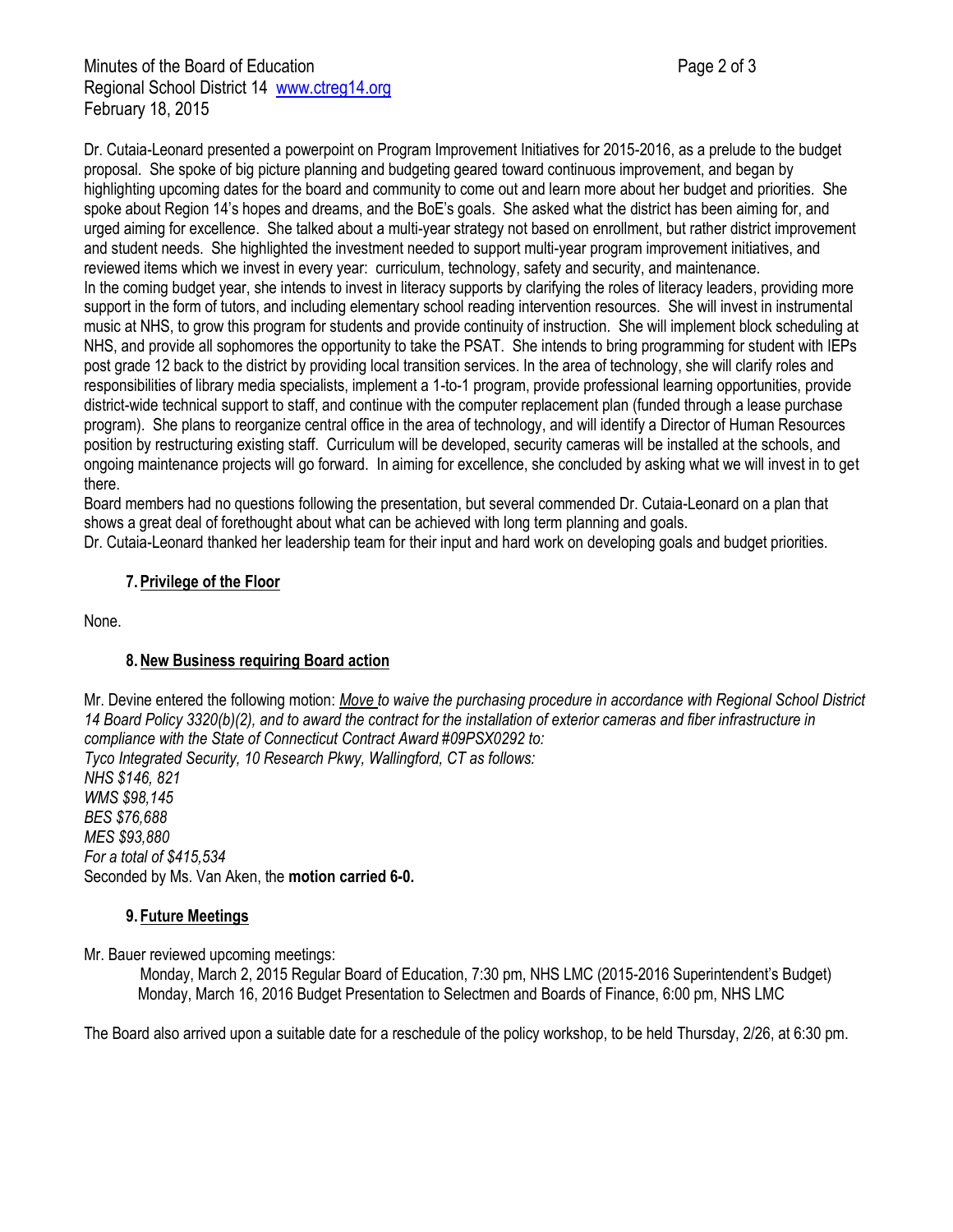Dr. Cutaia-Leonard presented a powerpoint on Program Improvement Initiatives for 2015-2016, as a prelude to the budget proposal. She spoke of big picture planning and budgeting geared toward continuous improvement, and began by highlighting upcoming dates for the board and community to come out and learn more about her budget and priorities. She spoke about Region 14's hopes and dreams, and the BoE's goals. She asked what the district has been aiming for, and urged aiming for excellence. She talked about a multi-year strategy not based on enrollment, but rather district improvement and student needs. She highlighted the investment needed to support multi-year program improvement initiatives, and reviewed items which we invest in every year: curriculum, technology, safety and security, and maintenance.
In the coming budget year, she intends to invest in literacy supports by clarifying the roles of literacy leaders, providing more support in the form of tutors, and including elementary school reading intervention resources. She will invest in instrumental music at NHS, to grow this program for students and provide continuity of instruction. She will implement block scheduling at NHS, and provide all sophomores the opportunity to take the PSAT. She intends to bring programming for student with IEPs post grade 12 back to the district by providing local transition services. In the area of technology, she will clarify roles and responsibilities of library media specialists, implement a 1-to-1 program, provide professional learning opportunities, provide district-wide technical support to staff, and continue with the computer replacement plan (funded through a lease purchase program). She plans to reorganize central office in the area of technology, and will identify a Director of Human Resources position by restructuring existing staff. Curriculum will be developed, security cameras will be installed at the schools, and ongoing maintenance projects will go forward. In aiming for excellence, she concluded by asking what we will invest in to get there.
Board members had no questions following the presentation, but several commended Dr. Cutaia-Leonard on a plan that shows a great deal of forethought about what can be achieved with long term planning and goals.
Dr. Cutaia-Leonard thanked her leadership team for their input and hard work on developing goals and budget priorities.

### 7. Privilege of the Floor

None.

### 8. New Business requiring Board action

Mr. Devine entered the following motion: *Move to waive the purchasing procedure in accordance with Regional School District 14 Board Policy 3320(b)(2), and to award the contract for the installation of exterior cameras and fiber infrastructure in compliance with the State of Connecticut Contract Award #09PSX0292 to:*
*Tyco Integrated Security, 10 Research Pkwy, Wallingford, CT as follows:*
*NHS $146, 821*
*WMS $98,145*
*BES $76,688*
*MES $93,880*
*For a total of $415,534*
Seconded by Ms. Van Aken, the **motion carried 6-0.**

### 9. Future Meetings

Mr. Bauer reviewed upcoming meetings:

Monday, March 2, 2015 Regular Board of Education, 7:30 pm, NHS LMC (2015-2016 Superintendent's Budget)
Monday, March 16, 2016 Budget Presentation to Selectmen and Boards of Finance, 6:00 pm, NHS LMC

The Board also arrived upon a suitable date for a reschedule of the policy workshop, to be held Thursday, 2/26, at 6:30 pm.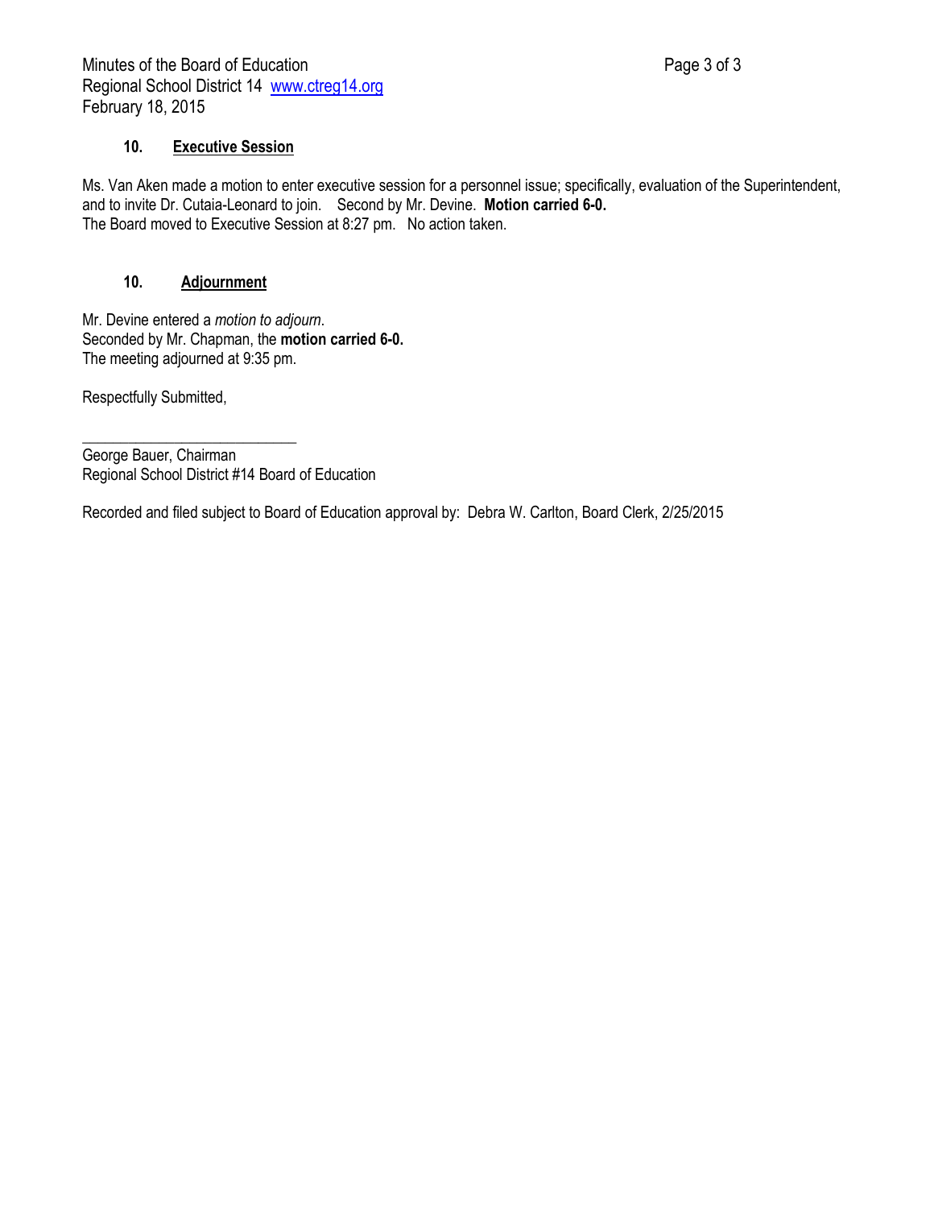### 10. Executive Session

Ms. Van Aken made a motion to enter executive session for a personnel issue; specifically, evaluation of the Superintendent, and to invite Dr. Cutaia-Leonard to join. Second by Mr. Devine. **Motion carried 6-0.**
The Board moved to Executive Session at 8:27 pm. No action taken.

### 10. Adjournment

Mr. Devine entered a *motion to adjourn*.
Seconded by Mr. Chapman, the **motion carried 6-0.**
The meeting adjourned at 9:35 pm.

Respectfully Submitted,

\_\_\_\_\_\_\_\_\_\_\_\_\_\_\_\_\_\_\_\_\_\_\_\_\_\_\_\_
George Bauer, Chairman
Regional School District #14 Board of Education

Recorded and filed subject to Board of Education approval by: Debra W. Carlton, Board Clerk, 2/25/2015